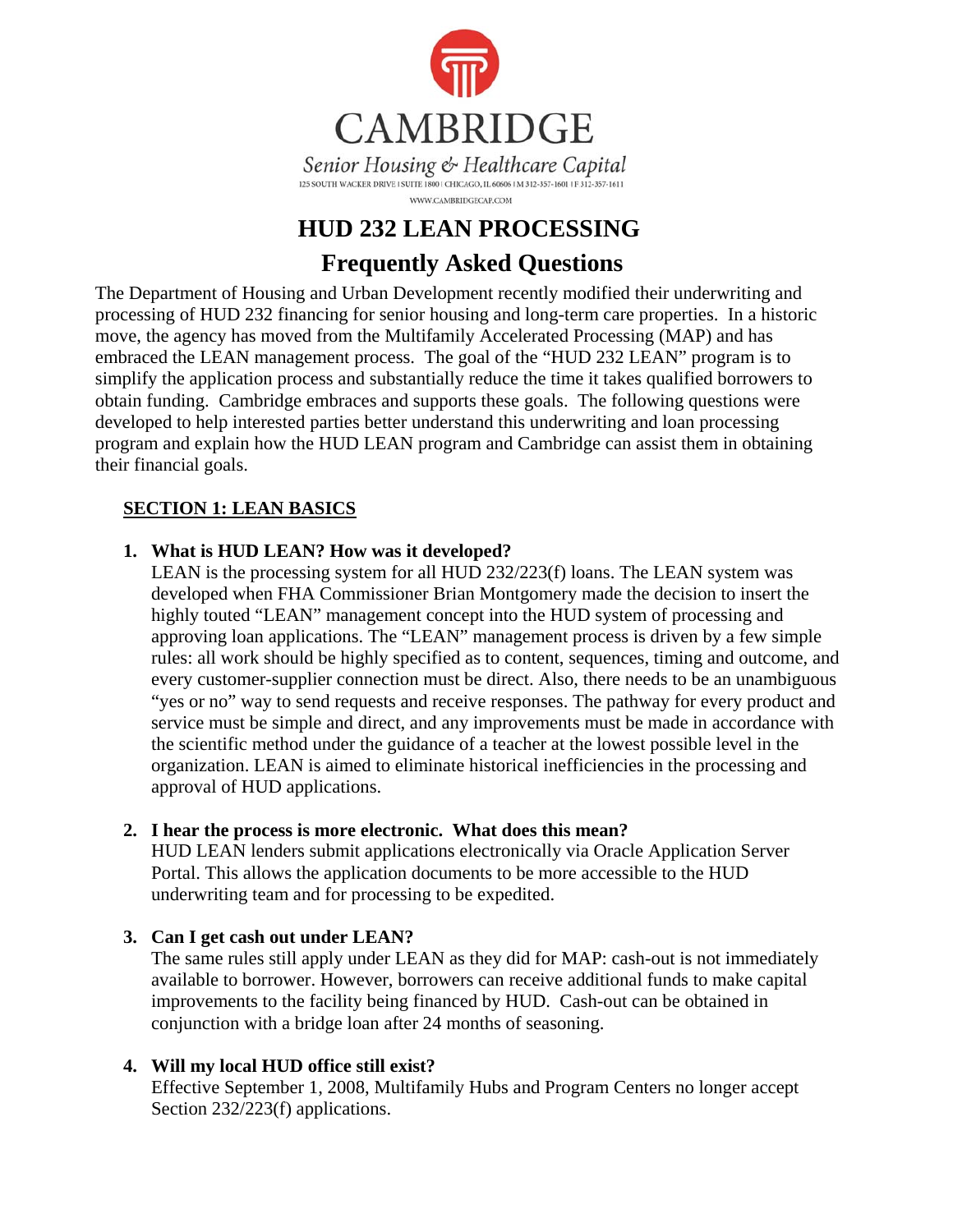CAMBRIDGE

*Senior Housing & Healthcare Capital*

125 SOUTH WACKER DRIVE | SUITE 1800 | CHICAGO, IL 60606 | M 312-357-1601 | F 312-357-1611

WWW.CAMBRIDGECAP.COM

# HUD 232 LEAN PROCESSING

## Frequently Asked Questions

The Department of Housing and Urban Development recently modified their underwriting and processing of HUD 232 financing for senior housing and long-term care properties. In a historic move, the agency has moved from the Multifamily Accelerated Processing (MAP) and has embraced the LEAN management process. The goal of the "HUD 232 LEAN" program is to simplify the application process and substantially reduce the time it takes qualified borrowers to obtain funding. Cambridge embraces and supports these goals. The following questions were developed to help interested parties better understand this underwriting and loan processing program and explain how the HUD LEAN program and Cambridge can assist them in obtaining their financial goals.

### SECTION 1: LEAN BASICS

1. **What is HUD LEAN? How was it developed?**
   LEAN is the processing system for all HUD 232/223(f) loans. The LEAN system was developed when FHA Commissioner Brian Montgomery made the decision to insert the highly touted "LEAN" management concept into the HUD system of processing and approving loan applications. The "LEAN" management process is driven by a few simple rules: all work should be highly specified as to content, sequences, timing and outcome, and every customer-supplier connection must be direct. Also, there needs to be an unambiguous "yes or no" way to send requests and receive responses. The pathway for every product and service must be simple and direct, and any improvements must be made in accordance with the scientific method under the guidance of a teacher at the lowest possible level in the organization. LEAN is aimed to eliminate historical inefficiencies in the processing and approval of HUD applications.

2. **I hear the process is more electronic. What does this mean?**
   HUD LEAN lenders submit applications electronically via Oracle Application Server Portal. This allows the application documents to be more accessible to the HUD underwriting team and for processing to be expedited.

3. **Can I get cash out under LEAN?**
   The same rules still apply under LEAN as they did for MAP: cash-out is not immediately available to borrower. However, borrowers can receive additional funds to make capital improvements to the facility being financed by HUD. Cash-out can be obtained in conjunction with a bridge loan after 24 months of seasoning.

4. **Will my local HUD office still exist?**
   Effective September 1, 2008, Multifamily Hubs and Program Centers no longer accept Section 232/223(f) applications.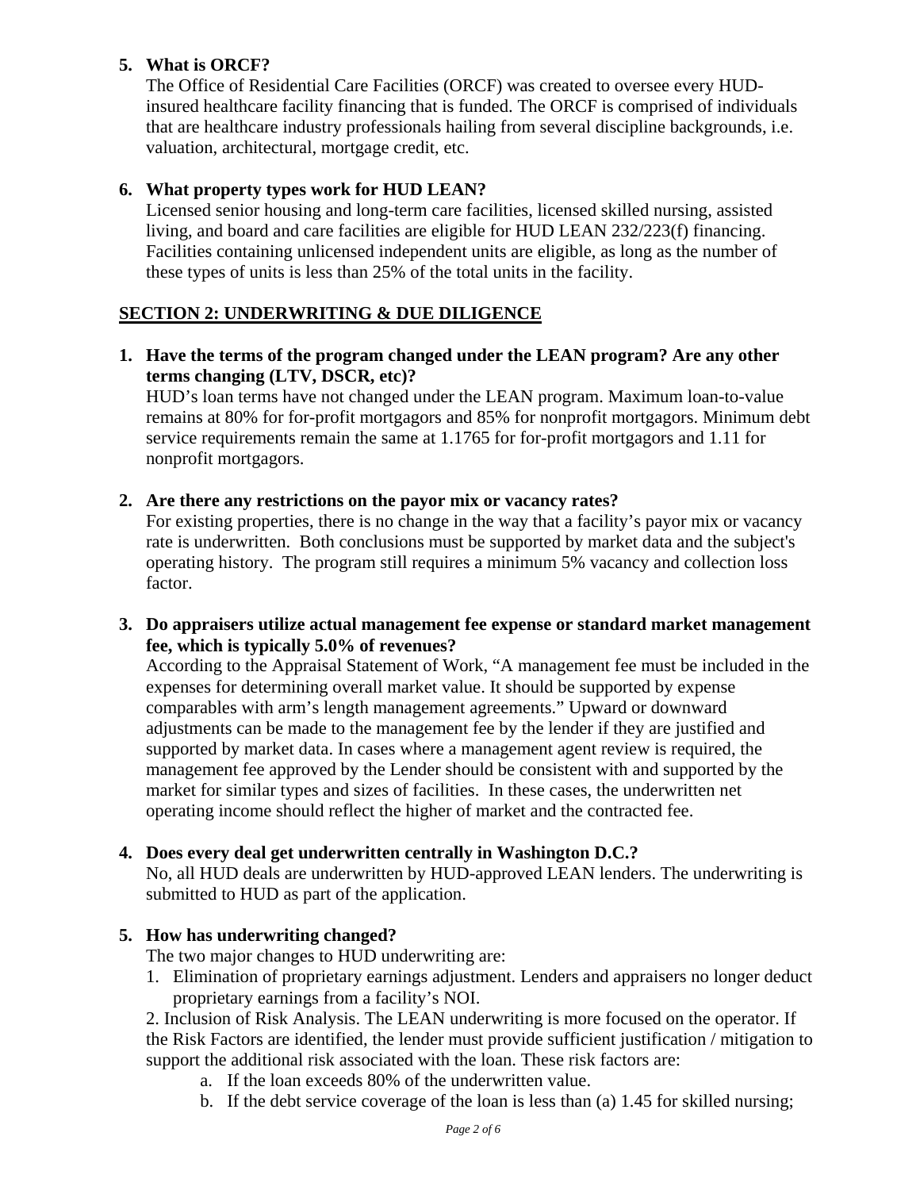**5. What is ORCF?**

The Office of Residential Care Facilities (ORCF) was created to oversee every HUD-insured healthcare facility financing that is funded. The ORCF is comprised of individuals that are healthcare industry professionals hailing from several discipline backgrounds, i.e. valuation, architectural, mortgage credit, etc.

**6. What property types work for HUD LEAN?**

Licensed senior housing and long-term care facilities, licensed skilled nursing, assisted living, and board and care facilities are eligible for HUD LEAN 232/223(f) financing. Facilities containing unlicensed independent units are eligible, as long as the number of these types of units is less than 25% of the total units in the facility.

## SECTION 2: UNDERWRITING & DUE DILIGENCE

**1. Have the terms of the program changed under the LEAN program? Are any other terms changing (LTV, DSCR, etc)?**

HUD's loan terms have not changed under the LEAN program. Maximum loan-to-value remains at 80% for for-profit mortgagors and 85% for nonprofit mortgagors. Minimum debt service requirements remain the same at 1.1765 for for-profit mortgagors and 1.11 for nonprofit mortgagors.

**2. Are there any restrictions on the payor mix or vacancy rates?**

For existing properties, there is no change in the way that a facility's payor mix or vacancy rate is underwritten. Both conclusions must be supported by market data and the subject's operating history. The program still requires a minimum 5% vacancy and collection loss factor.

**3. Do appraisers utilize actual management fee expense or standard market management fee, which is typically 5.0% of revenues?**

According to the Appraisal Statement of Work, "A management fee must be included in the expenses for determining overall market value. It should be supported by expense comparables with arm's length management agreements." Upward or downward adjustments can be made to the management fee by the lender if they are justified and supported by market data. In cases where a management agent review is required, the management fee approved by the Lender should be consistent with and supported by the market for similar types and sizes of facilities. In these cases, the underwritten net operating income should reflect the higher of market and the contracted fee.

**4. Does every deal get underwritten centrally in Washington D.C.?**

No, all HUD deals are underwritten by HUD-approved LEAN lenders. The underwriting is submitted to HUD as part of the application.

**5. How has underwriting changed?**

The two major changes to HUD underwriting are:

1. Elimination of proprietary earnings adjustment. Lenders and appraisers no longer deduct proprietary earnings from a facility's NOI.
2. Inclusion of Risk Analysis. The LEAN underwriting is more focused on the operator. If the Risk Factors are identified, the lender must provide sufficient justification / mitigation to support the additional risk associated with the loan. These risk factors are:
   - a. If the loan exceeds 80% of the underwritten value.
   - b. If the debt service coverage of the loan is less than (a) 1.45 for skilled nursing;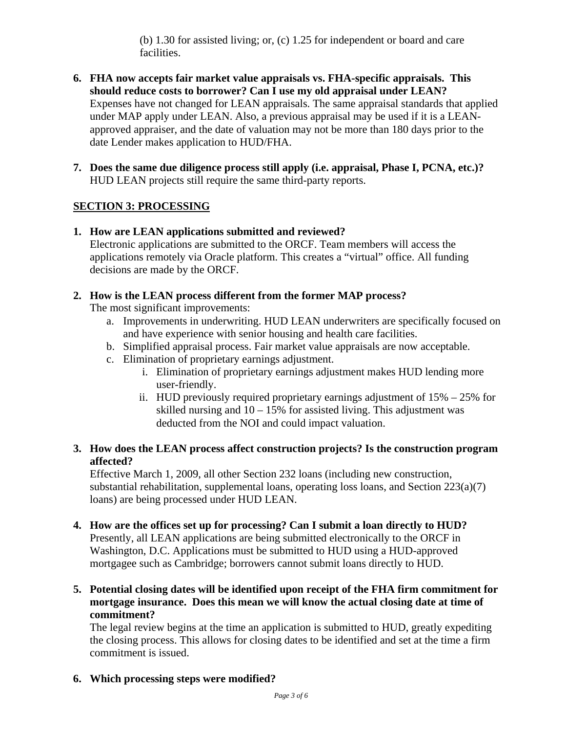(b) 1.30 for assisted living; or, (c) 1.25 for independent or board and care facilities.

6. **FHA now accepts fair market value appraisals vs. FHA-specific appraisals. This should reduce costs to borrower? Can I use my old appraisal under LEAN?**
   Expenses have not changed for LEAN appraisals. The same appraisal standards that applied under MAP apply under LEAN. Also, a previous appraisal may be used if it is a LEAN-approved appraiser, and the date of valuation may not be more than 180 days prior to the date Lender makes application to HUD/FHA.

7. **Does the same due diligence process still apply (i.e. appraisal, Phase I, PCNA, etc.)?**
   HUD LEAN projects still require the same third-party reports.

## SECTION 3: PROCESSING

1. **How are LEAN applications submitted and reviewed?**
   Electronic applications are submitted to the ORCF. Team members will access the applications remotely via Oracle platform. This creates a "virtual" office. All funding decisions are made by the ORCF.

2. **How is the LEAN process different from the former MAP process?**
   The most significant improvements:
   a. Improvements in underwriting. HUD LEAN underwriters are specifically focused on and have experience with senior housing and health care facilities.
   b. Simplified appraisal process. Fair market value appraisals are now acceptable.
   c. Elimination of proprietary earnings adjustment.
      i. Elimination of proprietary earnings adjustment makes HUD lending more user-friendly.
      ii. HUD previously required proprietary earnings adjustment of 15% – 25% for skilled nursing and 10 – 15% for assisted living. This adjustment was deducted from the NOI and could impact valuation.

3. **How does the LEAN process affect construction projects? Is the construction program affected?**
   Effective March 1, 2009, all other Section 232 loans (including new construction, substantial rehabilitation, supplemental loans, operating loss loans, and Section 223(a)(7) loans) are being processed under HUD LEAN.

4. **How are the offices set up for processing? Can I submit a loan directly to HUD?**
   Presently, all LEAN applications are being submitted electronically to the ORCF in Washington, D.C. Applications must be submitted to HUD using a HUD-approved mortgagee such as Cambridge; borrowers cannot submit loans directly to HUD.

5. **Potential closing dates will be identified upon receipt of the FHA firm commitment for mortgage insurance. Does this mean we will know the actual closing date at time of commitment?**
   The legal review begins at the time an application is submitted to HUD, greatly expediting the closing process. This allows for closing dates to be identified and set at the time a firm commitment is issued.

6. **Which processing steps were modified?**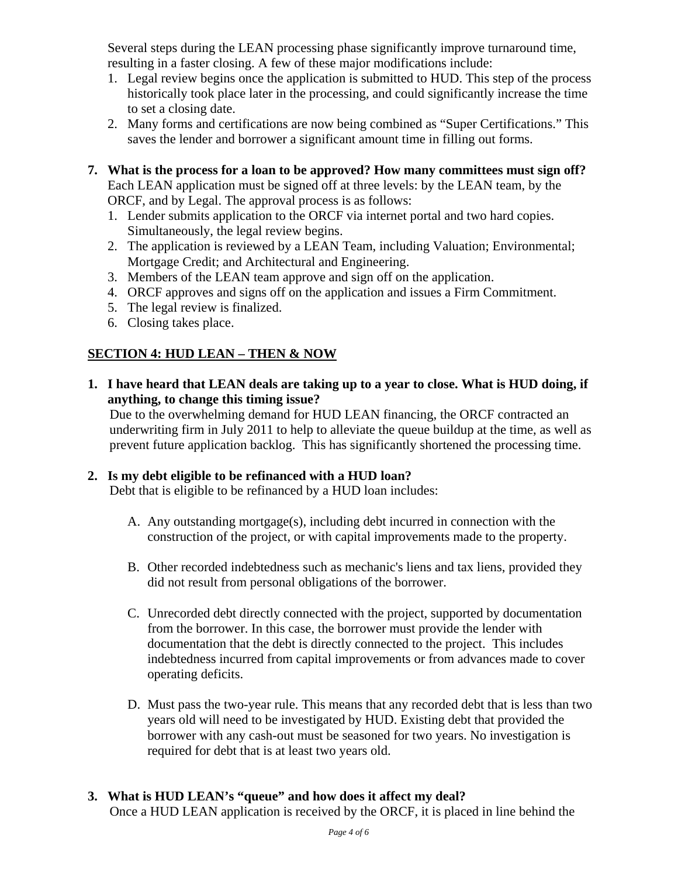Several steps during the LEAN processing phase significantly improve turnaround time, resulting in a faster closing. A few of these major modifications include:

1. Legal review begins once the application is submitted to HUD. This step of the process historically took place later in the processing, and could significantly increase the time to set a closing date.
2. Many forms and certifications are now being combined as "Super Certifications." This saves the lender and borrower a significant amount time in filling out forms.

**7. What is the process for a loan to be approved? How many committees must sign off?**

Each LEAN application must be signed off at three levels: by the LEAN team, by the ORCF, and by Legal. The approval process is as follows:

1. Lender submits application to the ORCF via internet portal and two hard copies. Simultaneously, the legal review begins.
2. The application is reviewed by a LEAN Team, including Valuation; Environmental; Mortgage Credit; and Architectural and Engineering.
3. Members of the LEAN team approve and sign off on the application.
4. ORCF approves and signs off on the application and issues a Firm Commitment.
5. The legal review is finalized.
6. Closing takes place.

## SECTION 4: HUD LEAN – THEN & NOW

**1. I have heard that LEAN deals are taking up to a year to close. What is HUD doing, if anything, to change this timing issue?**

Due to the overwhelming demand for HUD LEAN financing, the ORCF contracted an underwriting firm in July 2011 to help to alleviate the queue buildup at the time, as well as prevent future application backlog. This has significantly shortened the processing time.

**2. Is my debt eligible to be refinanced with a HUD loan?**

Debt that is eligible to be refinanced by a HUD loan includes:

A. Any outstanding mortgage(s), including debt incurred in connection with the construction of the project, or with capital improvements made to the property.

B. Other recorded indebtedness such as mechanic's liens and tax liens, provided they did not result from personal obligations of the borrower.

C. Unrecorded debt directly connected with the project, supported by documentation from the borrower. In this case, the borrower must provide the lender with documentation that the debt is directly connected to the project. This includes indebtedness incurred from capital improvements or from advances made to cover operating deficits.

D. Must pass the two-year rule. This means that any recorded debt that is less than two years old will need to be investigated by HUD. Existing debt that provided the borrower with any cash-out must be seasoned for two years. No investigation is required for debt that is at least two years old.

**3. What is HUD LEAN's "queue" and how does it affect my deal?**

Once a HUD LEAN application is received by the ORCF, it is placed in line behind the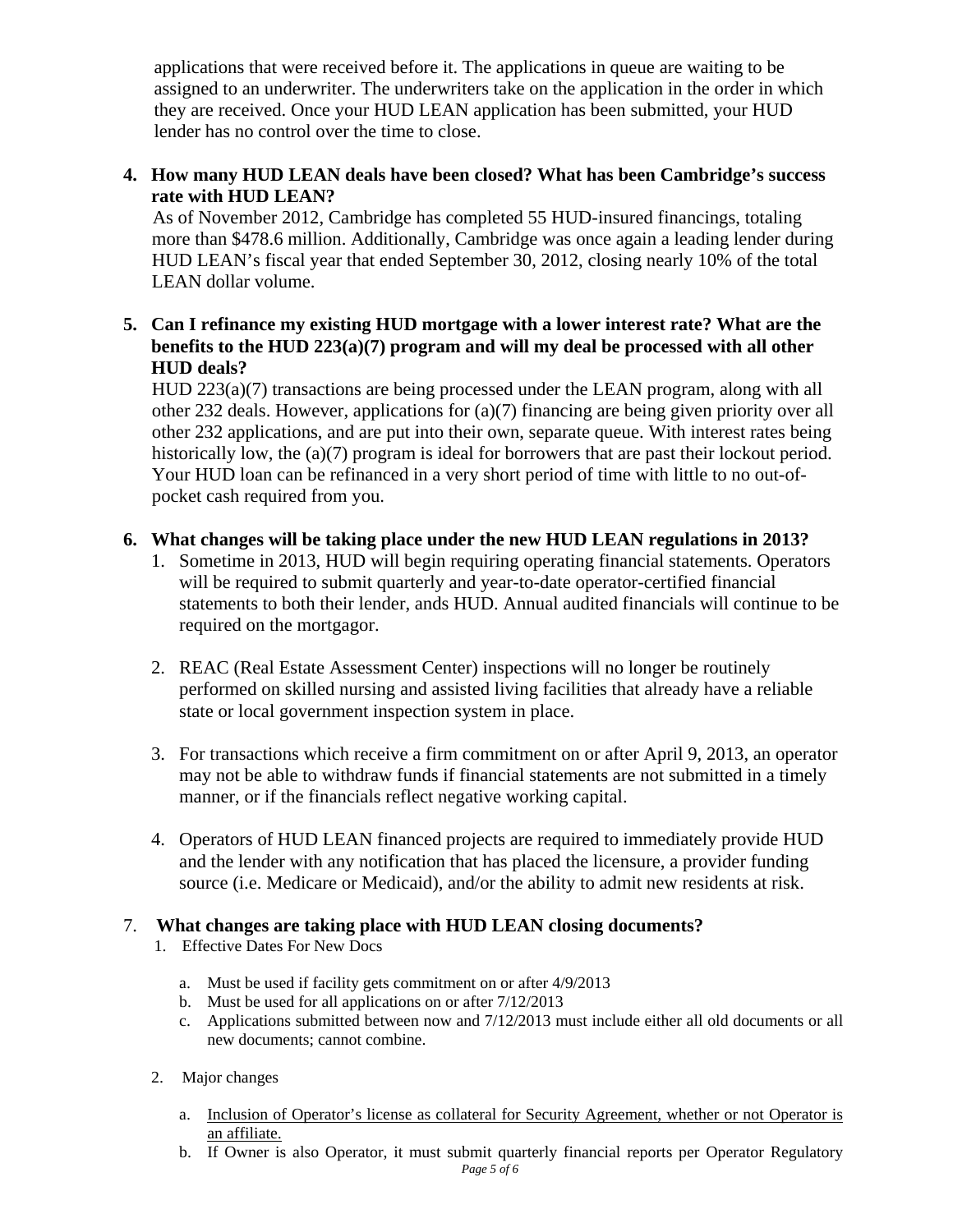applications that were received before it. The applications in queue are waiting to be assigned to an underwriter. The underwriters take on the application in the order in which they are received. Once your HUD LEAN application has been submitted, your HUD lender has no control over the time to close.

4. **How many HUD LEAN deals have been closed? What has been Cambridge's success rate with HUD LEAN?**
   As of November 2012, Cambridge has completed 55 HUD-insured financings, totaling more than $478.6 million. Additionally, Cambridge was once again a leading lender during HUD LEAN's fiscal year that ended September 30, 2012, closing nearly 10% of the total LEAN dollar volume.

5. **Can I refinance my existing HUD mortgage with a lower interest rate? What are the benefits to the HUD 223(a)(7) program and will my deal be processed with all other HUD deals?**
   HUD 223(a)(7) transactions are being processed under the LEAN program, along with all other 232 deals. However, applications for (a)(7) financing are being given priority over all other 232 applications, and are put into their own, separate queue. With interest rates being historically low, the (a)(7) program is ideal for borrowers that are past their lockout period. Your HUD loan can be refinanced in a very short period of time with little to no out-of-pocket cash required from you.

6. **What changes will be taking place under the new HUD LEAN regulations in 2013?**
   1. Sometime in 2013, HUD will begin requiring operating financial statements. Operators will be required to submit quarterly and year-to-date operator-certified financial statements to both their lender, ands HUD. Annual audited financials will continue to be required on the mortgagor.

   2. REAC (Real Estate Assessment Center) inspections will no longer be routinely performed on skilled nursing and assisted living facilities that already have a reliable state or local government inspection system in place.

   3. For transactions which receive a firm commitment on or after April 9, 2013, an operator may not be able to withdraw funds if financial statements are not submitted in a timely manner, or if the financials reflect negative working capital.

   4. Operators of HUD LEAN financed projects are required to immediately provide HUD and the lender with any notification that has placed the licensure, a provider funding source (i.e. Medicare or Medicaid), and/or the ability to admit new residents at risk.

7. **What changes are taking place with HUD LEAN closing documents?**
   1. Effective Dates For New Docs
      a. Must be used if facility gets commitment on or after 4/9/2013
      b. Must be used for all applications on or after 7/12/2013
      c. Applications submitted between now and 7/12/2013 must include either all old documents or all new documents; cannot combine.

   2. Major changes
      a. <u>Inclusion of Operator's license as collateral for Security Agreement, whether or not Operator is an affiliate.</u>
      b. If Owner is also Operator, it must submit quarterly financial reports per Operator Regulatory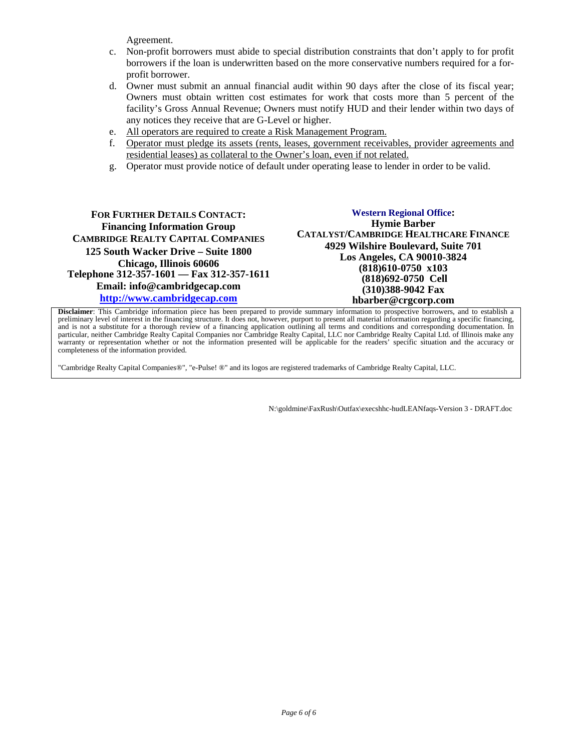Agreement.

c. Non-profit borrowers must abide to special distribution constraints that don't apply to for profit borrowers if the loan is underwritten based on the more conservative numbers required for a for-profit borrower.
d. Owner must submit an annual financial audit within 90 days after the close of its fiscal year; Owners must obtain written cost estimates for work that costs more than 5 percent of the facility's Gross Annual Revenue; Owners must notify HUD and their lender within two days of any notices they receive that are G-Level or higher.
e. <u>All operators are required to create a Risk Management Program.</u>
f. <u>Operator must pledge its assets (rents, leases, government receivables, provider agreements and residential leases) as collateral to the Owner's loan, even if not related.</u>
g. Operator must provide notice of default under operating lease to lender in order to be valid.

**FOR FURTHER DETAILS CONTACT:**
**Financing Information Group**
**CAMBRIDGE REALTY CAPITAL COMPANIES**
**125 South Wacker Drive – Suite 1800**
**Chicago, Illinois 60606**
**Telephone 312-357-1601 — Fax 312-357-1611**
**Email: info@cambridgecap.com**
**[http://www.cambridgecap.com](http://www.cambridgecap.com)**

**Western Regional Office:**
**Hymie Barber**
**CATALYST/CAMBRIDGE HEALTHCARE FINANCE**
**4929 Wilshire Boulevard, Suite 701**
**Los Angeles, CA 90010-3824**
**(818)610-0750 x103**
**(818)692-0750 Cell**
**(310)388-9042 Fax**
**hbarber@crgcorp.com**

**Disclaimer**: This Cambridge information piece has been prepared to provide summary information to prospective borrowers, and to establish a preliminary level of interest in the financing structure. It does not, however, purport to present all material information regarding a specific financing, and is not a substitute for a thorough review of a financing application outlining all terms and conditions and corresponding documentation. In particular, neither Cambridge Realty Capital Companies nor Cambridge Realty Capital, LLC nor Cambridge Realty Capital Ltd. of Illinois make any warranty or representation whether or not the information presented will be applicable for the readers' specific situation and the accuracy or completeness of the information provided.

"Cambridge Realty Capital Companies®", "e-Pulse! ®" and its logos are registered trademarks of Cambridge Realty Capital, LLC.

N:\goldmine\FaxRush\Outfax\execshhc-hudLEANfaqs-Version 3 - DRAFT.doc